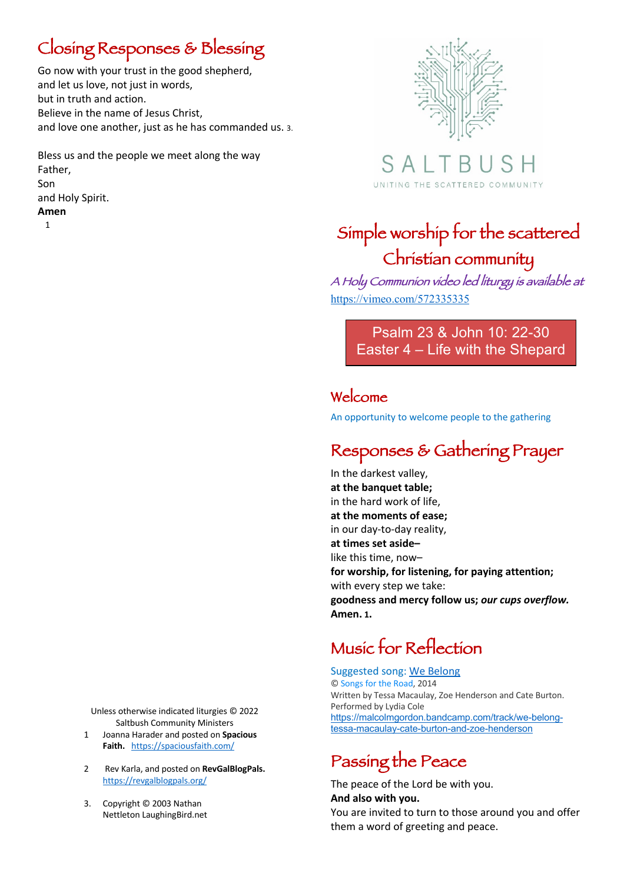## Closing Responses & Blessing

Go now with your trust in the good shepherd,
and let us love, not just in words,
but in truth and action.
Believe in the name of Jesus Christ,
and love one another, just as he has commanded us. 3.

Bless us and the people we meet along the way
Father,
Son
and Holy Spirit.
**Amen**

Unless otherwise indicated liturgies © 2022 Saltbush Community Ministers

1. Joanna Harader and posted on **Spacious Faith.** https://spaciousfaith.com/
2. Rev Karla, and posted on **RevGalBlogPals.** https://revgalblogpals.org/
3. Copyright © 2003 Nathan Nettleton LaughingBird.net

SALTBUSH
UNITING THE SCATTERED COMMUNITY

# Simple worship for the scattered Christian community

*A Holy Communion video led liturgy is available at* https://vimeo.com/572335335

**Psalm 23 & John 10: 22-30**
**Easter 4 – Life with the Shepard**

## Welcome

An opportunity to welcome people to the gathering

## Responses & Gathering Prayer

In the darkest valley,
**at the banquet table;**
in the hard work of life,
**at the moments of ease;**
in our day-to-day reality,
**at times set aside–**
like this time, now–
**for worship, for listening, for paying attention;**
with every step we take:
**goodness and mercy follow us;** ***our cups overflow.***
**Amen. 1.**

## Music for Reflection

Suggested song: We Belong
© Songs for the Road, 2014
Written by Tessa Macaulay, Zoe Henderson and Cate Burton.
Performed by Lydia Cole
https://malcolmgordon.bandcamp.com/track/we-belong-tessa-macaulay-cate-burton-and-zoe-henderson

## Passing the Peace

The peace of the Lord be with you.
**And also with you.**
You are invited to turn to those around you and offer them a word of greeting and peace.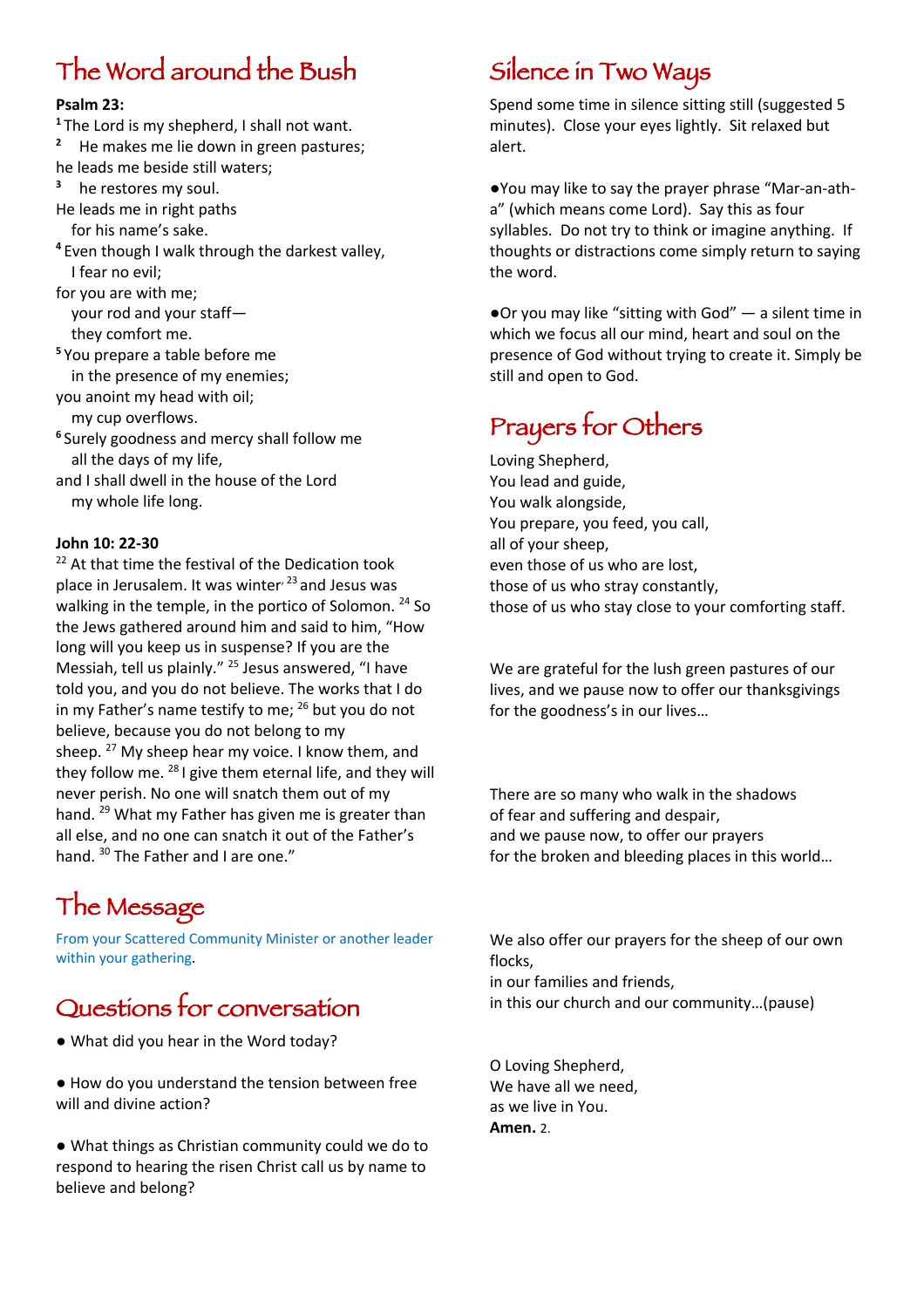# The Word around the Bush

**Psalm 23:**

[1] The Lord is my shepherd, I shall not want.
[2] He makes me lie down in green pastures;
he leads me beside still waters;
[3] he restores my soul.
He leads me in right paths
for his name's sake.
[4] Even though I walk through the darkest valley,
I fear no evil;
for you are with me;
your rod and your staff—
they comfort me.
[5] You prepare a table before me
in the presence of my enemies;
you anoint my head with oil;
my cup overflows.
[6] Surely goodness and mercy shall follow me
all the days of my life,
and I shall dwell in the house of the Lord
my whole life long.

**John 10: 22-30**

[22] At that time the festival of the Dedication took place in Jerusalem. It was winter, [23] and Jesus was walking in the temple, in the portico of Solomon. [24] So the Jews gathered around him and said to him, "How long will you keep us in suspense? If you are the Messiah, tell us plainly." [25] Jesus answered, "I have told you, and you do not believe. The works that I do in my Father's name testify to me; [26] but you do not believe, because you do not belong to my sheep. [27] My sheep hear my voice. I know them, and they follow me. [28] I give them eternal life, and they will never perish. No one will snatch them out of my hand. [29] What my Father has given me is greater than all else, and no one can snatch it out of the Father's hand. [30] The Father and I are one."

# The Message

From your Scattered Community Minister or another leader within your gathering.

# Questions for conversation

- What did you hear in the Word today?
- How do you understand the tension between free will and divine action?
- What things as Christian community could we do to respond to hearing the risen Christ call us by name to believe and belong?

# Silence in Two Ways

Spend some time in silence sitting still (suggested 5 minutes). Close your eyes lightly. Sit relaxed but alert.

- You may like to say the prayer phrase "Mar-an-ath-a" (which means come Lord). Say this as four syllables. Do not try to think or imagine anything. If thoughts or distractions come simply return to saying the word.

- Or you may like "sitting with God" — a silent time in which we focus all our mind, heart and soul on the presence of God without trying to create it. Simply be still and open to God.

# Prayers for Others

Loving Shepherd,
You lead and guide,
You walk alongside,
You prepare, you feed, you call,
all of your sheep,
even those of us who are lost,
those of us who stray constantly,
those of us who stay close to your comforting staff.

We are grateful for the lush green pastures of our lives, and we pause now to offer our thanksgivings for the goodness's in our lives…

There are so many who walk in the shadows
of fear and suffering and despair,
and we pause now, to offer our prayers
for the broken and bleeding places in this world…

We also offer our prayers for the sheep of our own flocks,
in our families and friends,
in this our church and our community…(pause)

O Loving Shepherd,
We have all we need,
as we live in You.
**Amen.** 2.